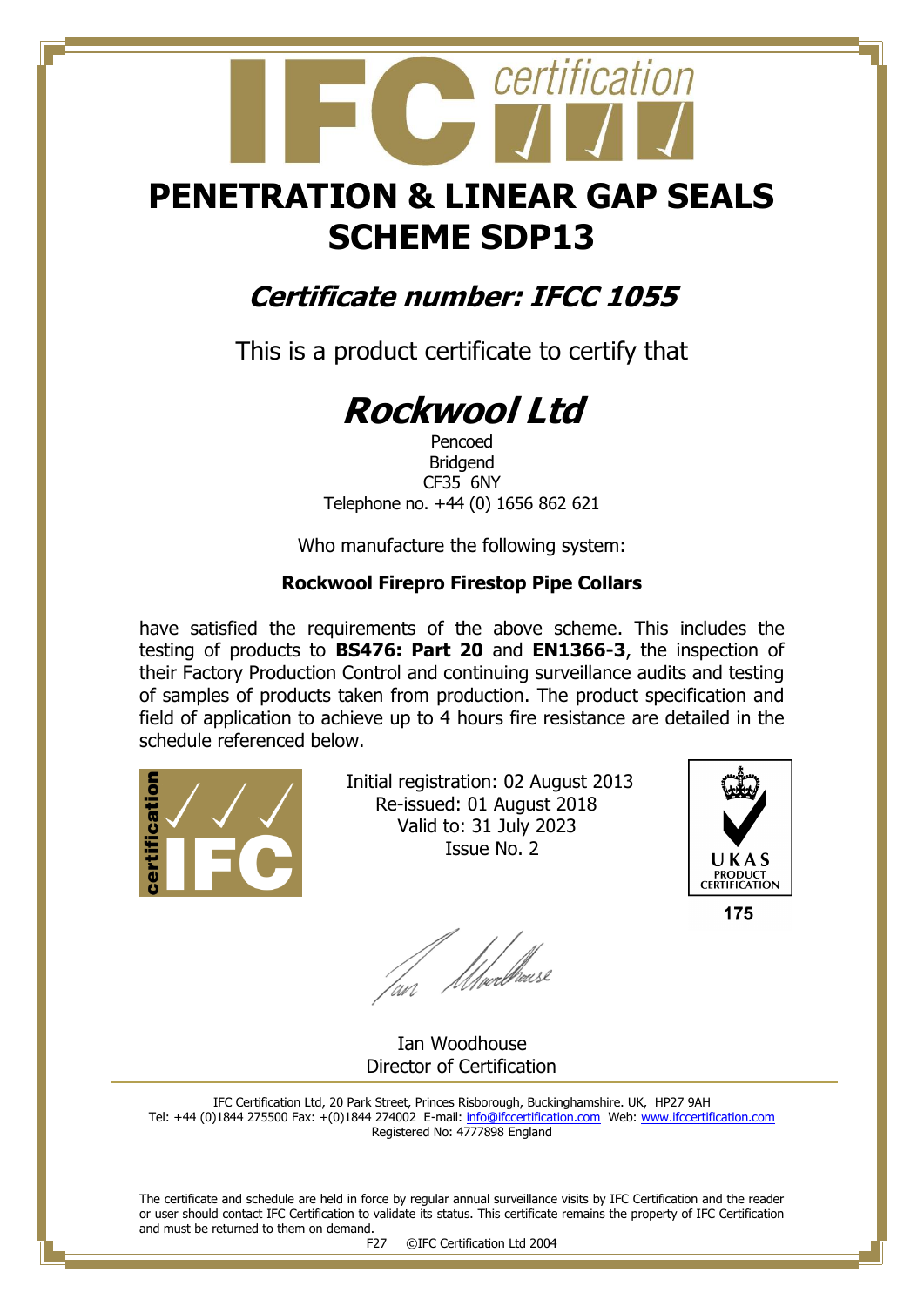# PENETRATION & LINEAR GAP SEALS SCHEME SDP13

## *Certificate number: IFCC 1055*

This is a product certificate to certify that

# *Rockwool Ltd*

Pencoed
Bridgend
CF35 6NY
Telephone no. +44 (0) 1656 862 621

Who manufacture the following system:

**Rockwool Firepro Firestop Pipe Collars**

have satisfied the requirements of the above scheme. This includes the testing of products to **BS476: Part 20** and **EN1366-3**, the inspection of their Factory Production Control and continuing surveillance audits and testing of samples of products taken from production. The product specification and field of application to achieve up to 4 hours fire resistance are detailed in the schedule referenced below.

Initial registration: 02 August 2013
Re-issued: 01 August 2018
Valid to: 31 July 2023
Issue No. 2

UKAS PRODUCT CERTIFICATION
175

Ian Woodhouse
Director of Certification

IFC Certification Ltd, 20 Park Street, Princes Risborough, Buckinghamshire. UK, HP27 9AH
Tel: +44 (0)1844 275500 Fax: +(0)1844 274002 E-mail: info@ifccertification.com Web: www.ifccertification.com
Registered No: 4777898 England

The certificate and schedule are held in force by regular annual surveillance visits by IFC Certification and the reader or user should contact IFC Certification to validate its status. This certificate remains the property of IFC Certification and must be returned to them on demand.

F27 ©IFC Certification Ltd 2004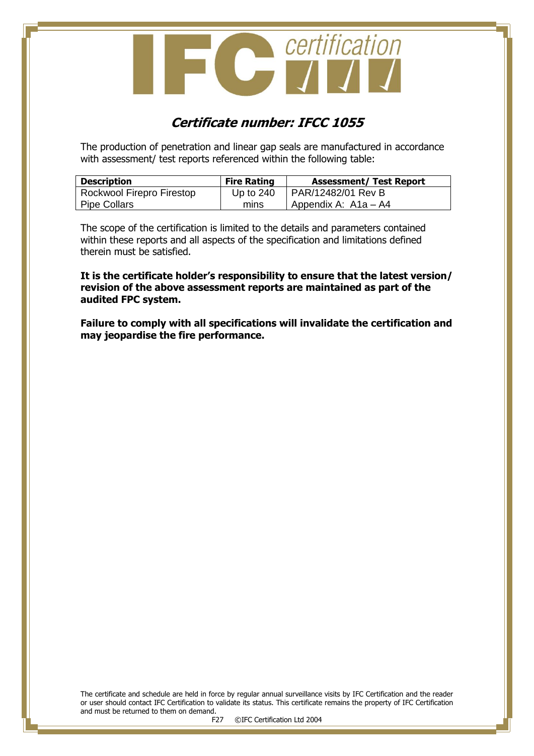## *Certificate number: IFCC 1055*

The production of penetration and linear gap seals are manufactured in accordance with assessment/ test reports referenced within the following table:

| Description | Fire Rating | Assessment/ Test Report |
|---|---|---|
| Rockwool Firepro Firestop Pipe Collars | Up to 240 mins | PAR/12482/01 Rev B Appendix A: A1a – A4 |

The scope of the certification is limited to the details and parameters contained within these reports and all aspects of the specification and limitations defined therein must be satisfied.

**It is the certificate holder's responsibility to ensure that the latest version/ revision of the above assessment reports are maintained as part of the audited FPC system.**

**Failure to comply with all specifications will invalidate the certification and may jeopardise the fire performance.**

The certificate and schedule are held in force by regular annual surveillance visits by IFC Certification and the reader or user should contact IFC Certification to validate its status. This certificate remains the property of IFC Certification and must be returned to them on demand.

F27 ©IFC Certification Ltd 2004